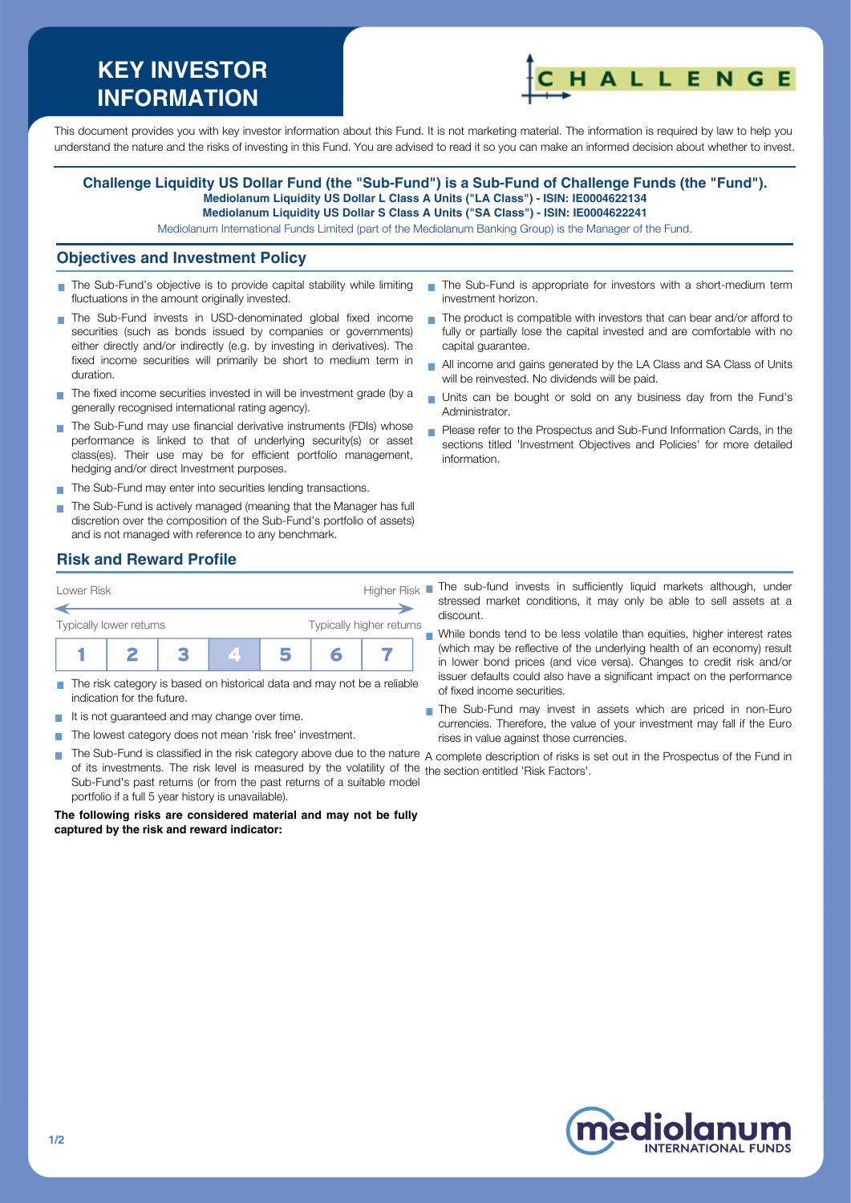# KEY INVESTOR INFORMATION

CHALLENGE

This document provides you with key investor information about this Fund. It is not marketing material. The information is required by law to help you understand the nature and the risks of investing in this Fund. You are advised to read it so you can make an informed decision about whether to invest.

**Challenge Liquidity US Dollar Fund (the "Sub-Fund") is a Sub-Fund of Challenge Funds (the "Fund").**
**Mediolanum Liquidity US Dollar L Class A Units ("LA Class") - ISIN: IE0004622134**
**Mediolanum Liquidity US Dollar S Class A Units ("SA Class") - ISIN: IE0004622241**

Mediolanum International Funds Limited (part of the Mediolanum Banking Group) is the Manager of the Fund.

## Objectives and Investment Policy

- The Sub-Fund's objective is to provide capital stability while limiting fluctuations in the amount originally invested.
- The Sub-Fund invests in USD-denominated global fixed income securities (such as bonds issued by companies or governments) either directly and/or indirectly (e.g. by investing in derivatives). The fixed income securities will primarily be short to medium term in duration.
- The fixed income securities invested in will be investment grade (by a generally recognised international rating agency).
- The Sub-Fund may use financial derivative instruments (FDIs) whose performance is linked to that of underlying security(s) or asset class(es). Their use may be for efficient portfolio management, hedging and/or direct Investment purposes.
- The Sub-Fund may enter into securities lending transactions.
- The Sub-Fund is actively managed (meaning that the Manager has full discretion over the composition of the Sub-Fund's portfolio of assets) and is not managed with reference to any benchmark.
- The Sub-Fund is appropriate for investors with a short-medium term investment horizon.
- The product is compatible with investors that can bear and/or afford to fully or partially lose the capital invested and are comfortable with no capital guarantee.
- All income and gains generated by the LA Class and SA Class of Units will be reinvested. No dividends will be paid.
- Units can be bought or sold on any business day from the Fund's Administrator.
- Please refer to the Prospectus and Sub-Fund Information Cards, in the sections titled 'Investment Objectives and Policies' for more detailed information.

## Risk and Reward Profile

| Lower Risk | | | | | | Higher Risk |
|---|---|---|---|---|---|---|
| Typically lower returns | | | | | | Typically higher returns |
| 1 | 2 | 3 | **4** | 5 | 6 | 7 |

- The risk category is based on historical data and may not be a reliable indication for the future.
- It is not guaranteed and may change over time.
- The lowest category does not mean 'risk free' investment.
- The Sub-Fund is classified in the risk category above due to the nature of its investments. The risk level is measured by the volatility of the Sub-Fund's past returns (or from the past returns of a suitable model portfolio if a full 5 year history is unavailable).

**The following risks are considered material and may not be fully captured by the risk and reward indicator:**

- The sub-fund invests in sufficiently liquid markets although, under stressed market conditions, it may only be able to sell assets at a discount.
- While bonds tend to be less volatile than equities, higher interest rates (which may be reflective of the underlying health of an economy) result in lower bond prices (and vice versa). Changes to credit risk and/or issuer defaults could also have a significant impact on the performance of fixed income securities.
- The Sub-Fund may invest in assets which are priced in non-Euro currencies. Therefore, the value of your investment may fall if the Euro rises in value against those currencies.

A complete description of risks is set out in the Prospectus of the Fund in the section entitled 'Risk Factors'.

mediolanum INTERNATIONAL FUNDS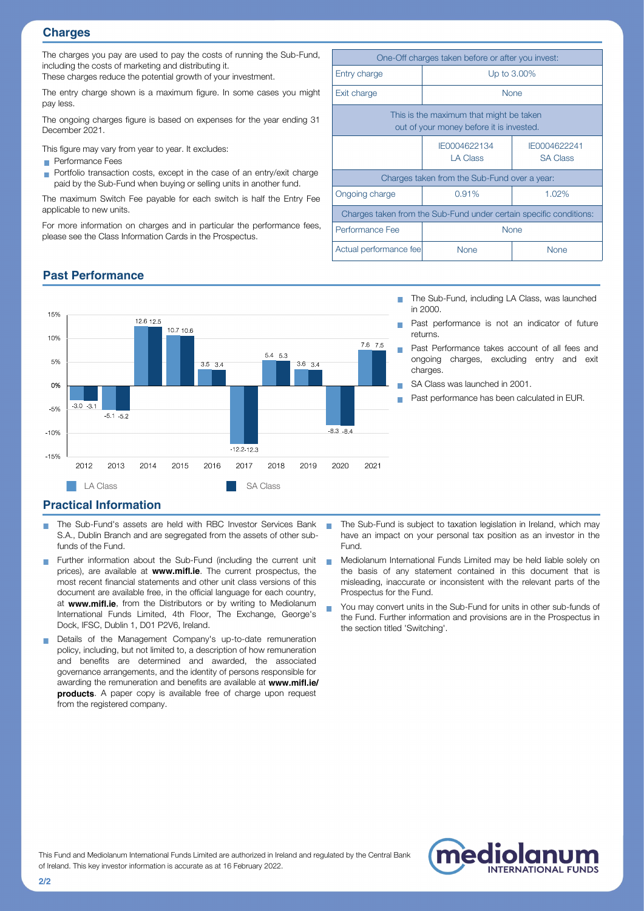## Charges

The charges you pay are used to pay the costs of running the Sub-Fund, including the costs of marketing and distributing it.
These charges reduce the potential growth of your investment.

The entry charge shown is a maximum figure. In some cases you might pay less.

The ongoing charges figure is based on expenses for the year ending 31 December 2021.

This figure may vary from year to year. It excludes:

- Performance Fees
- Portfolio transaction costs, except in the case of an entry/exit charge paid by the Sub-Fund when buying or selling units in another fund.

The maximum Switch Fee payable for each switch is half the Entry Fee applicable to new units.

For more information on charges and in particular the performance fees, please see the Class Information Cards in the Prospectus.

| One-Off charges taken before or after you invest: | | |
|---|---|---|
| Entry charge | Up to 3.00% | |
| Exit charge | None | |
| This is the maximum that might be taken out of your money before it is invested. | | |
| | IE0004622134 LA Class | IE0004622241 SA Class |
| Charges taken from the Sub-Fund over a year: | | |
| Ongoing charge | 0.91% | 1.02% |
| Charges taken from the Sub-Fund under certain specific conditions: | | |
| Performance Fee | None | |
| Actual performance fee | None | None |

## Past Performance

15%
10%
5%
0%
-5%
-10%
-15%

-3.0 -3.1
-5.1 -5.2
12.6 12.5
10.7 10.6
3.5 3.4
-12.2 -12.3
5.4 5.3
3.6 3.4
-8.3 -8.4
7.6 7.5

2012 2013 2014 2015 2016 2017 2018 2019 2020 2021

LA Class
SA Class

- The Sub-Fund, including LA Class, was launched in 2000.
- Past performance is not an indicator of future returns.
- Past Performance takes account of all fees and ongoing charges, excluding entry and exit charges.
- SA Class was launched in 2001.
- Past performance has been calculated in EUR.

## Practical Information

- The Sub-Fund's assets are held with RBC Investor Services Bank S.A., Dublin Branch and are segregated from the assets of other sub-funds of the Fund.
- Further information about the Sub-Fund (including the current unit prices), are available at **www.mifl.ie**. The current prospectus, the most recent financial statements and other unit class versions of this document are available free, in the official language for each country, at **www.mifl.ie**, from the Distributors or by writing to Mediolanum International Funds Limited, 4th Floor, The Exchange, George's Dock, IFSC, Dublin 1, D01 P2V6, Ireland.
- Details of the Management Company's up-to-date remuneration policy, including, but not limited to, a description of how remuneration and benefits are determined and awarded, the associated governance arrangements, and the identity of persons responsible for awarding the remuneration and benefits are available at **www.mifl.ie/products**. A paper copy is available free of charge upon request from the registered company.
- The Sub-Fund is subject to taxation legislation in Ireland, which may have an impact on your personal tax position as an investor in the Fund.
- Mediolanum International Funds Limited may be held liable solely on the basis of any statement contained in this document that is misleading, inaccurate or inconsistent with the relevant parts of the Prospectus for the Fund.
- You may convert units in the Sub-Fund for units in other sub-funds of the Fund. Further information and provisions are in the Prospectus in the section titled 'Switching'.

This Fund and Mediolanum International Funds Limited are authorized in Ireland and regulated by the Central Bank of Ireland. This key investor information is accurate as at 16 February 2022.

mediolanum INTERNATIONAL FUNDS